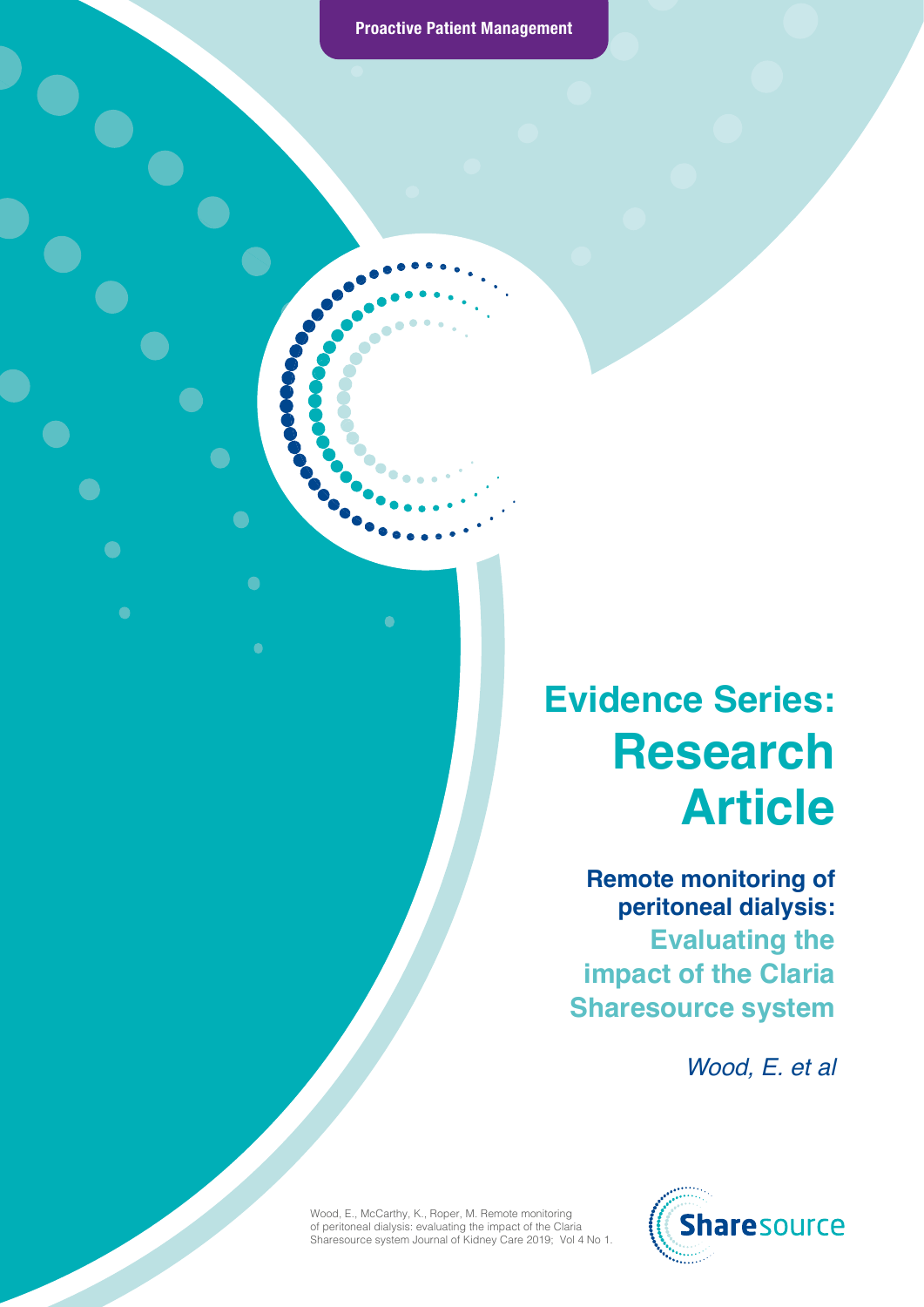**Proactive Patient Management**

# Evidence Series: Research Article

## Remote monitoring of peritoneal dialysis: Evaluating the impact of the Claria Sharesource system

*Wood, E. et al*

Wood, E., McCarthy, K., Roper, M. Remote monitoring of peritoneal dialysis: evaluating the impact of the Claria Sharesource system Journal of Kidney Care 2019; Vol 4 No 1.

Sharesource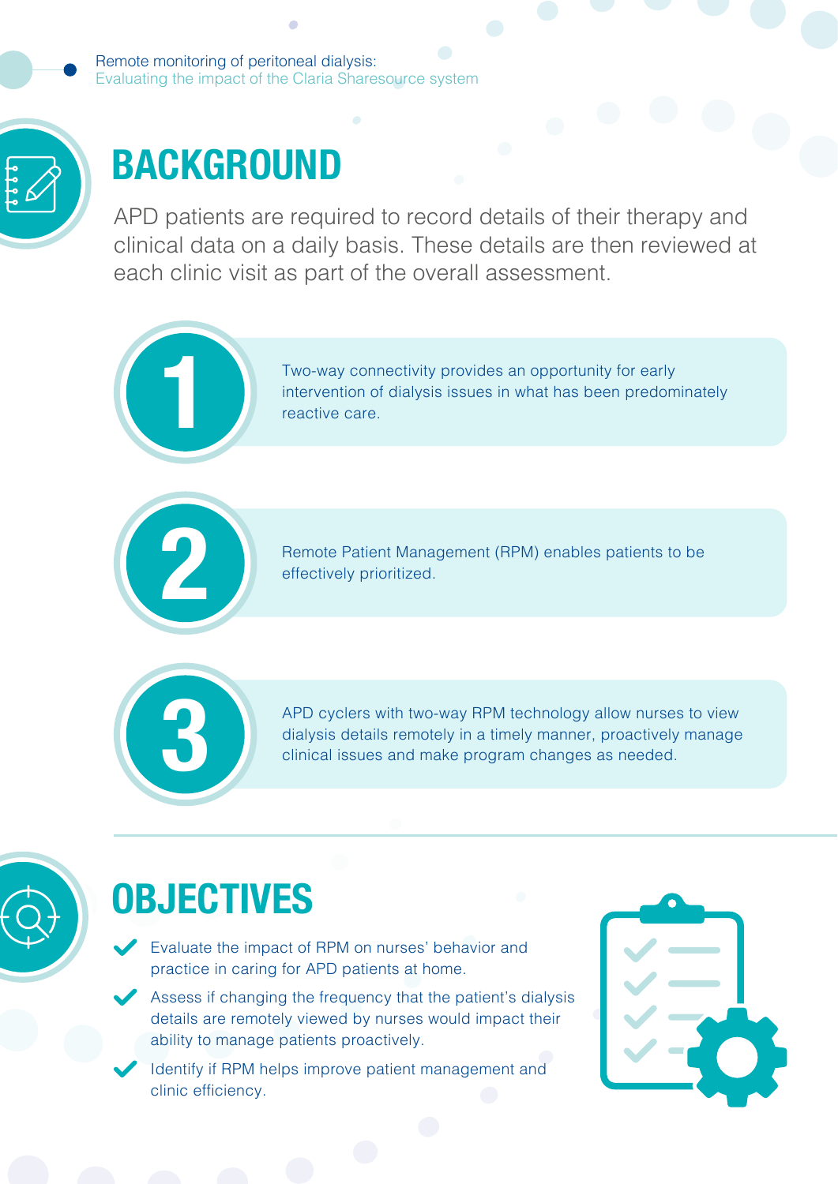# BACKGROUND

APD patients are required to record details of their therapy and clinical data on a daily basis. These details are then reviewed at each clinic visit as part of the overall assessment.

1. Two-way connectivity provides an opportunity for early intervention of dialysis issues in what has been predominately reactive care.

2. Remote Patient Management (RPM) enables patients to be effectively prioritized.

3. APD cyclers with two-way RPM technology allow nurses to view dialysis details remotely in a timely manner, proactively manage clinical issues and make program changes as needed.

# OBJECTIVES

- Evaluate the impact of RPM on nurses' behavior and practice in caring for APD patients at home.
- Assess if changing the frequency that the patient's dialysis details are remotely viewed by nurses would impact their ability to manage patients proactively.
- Identify if RPM helps improve patient management and clinic efficiency.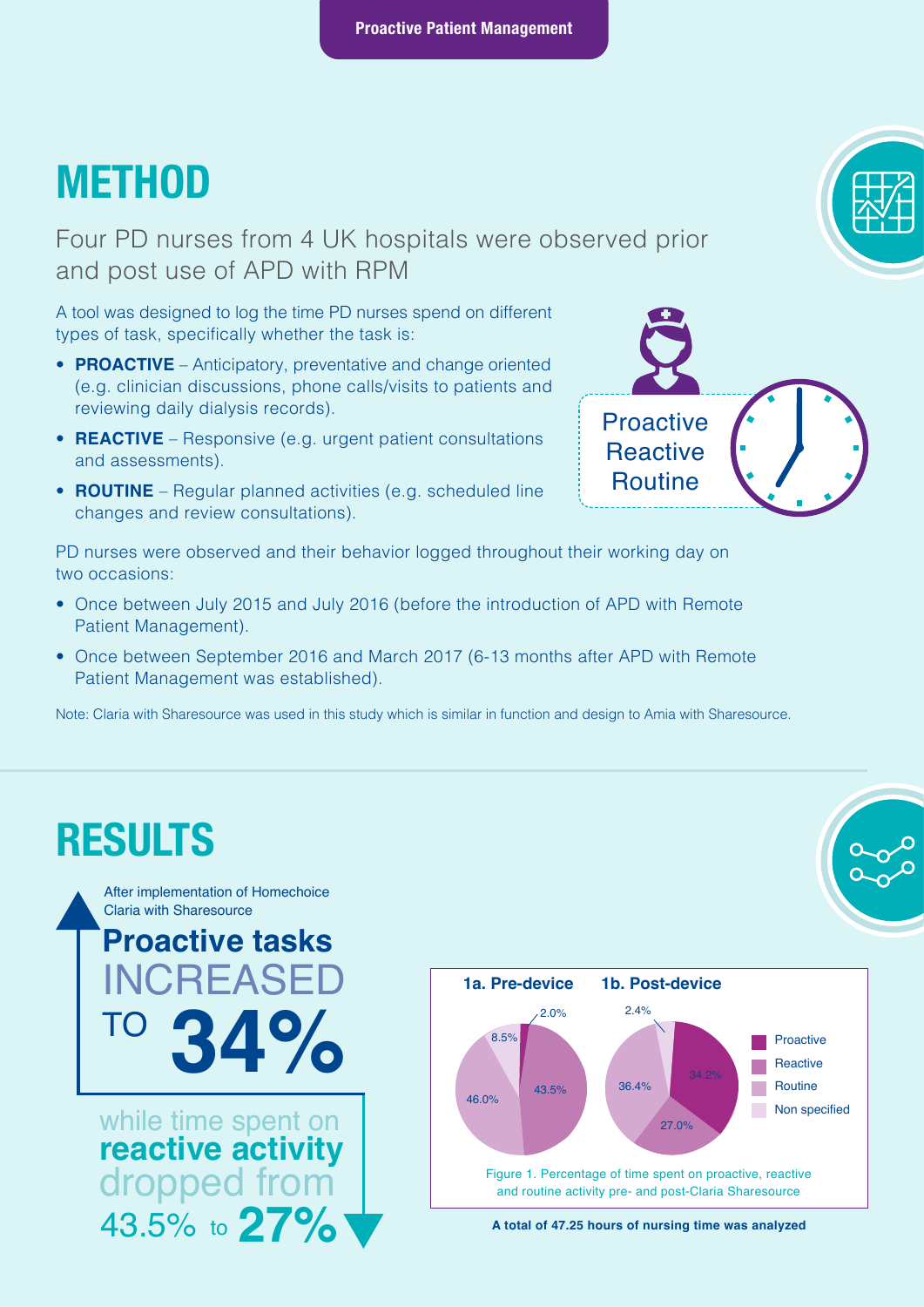# METHOD

Four PD nurses from 4 UK hospitals were observed prior and post use of APD with RPM

A tool was designed to log the time PD nurses spend on different types of task, specifically whether the task is:

- **PROACTIVE** – Anticipatory, preventative and change oriented (e.g. clinician discussions, phone calls/visits to patients and reviewing daily dialysis records).
- **REACTIVE** – Responsive (e.g. urgent patient consultations and assessments).
- **ROUTINE** – Regular planned activities (e.g. scheduled line changes and review consultations).

Proactive
Reactive
Routine

PD nurses were observed and their behavior logged throughout their working day on two occasions:

- Once between July 2015 and July 2016 (before the introduction of APD with Remote Patient Management).
- Once between September 2016 and March 2017 (6-13 months after APD with Remote Patient Management was established).

Note: Claria with Sharesource was used in this study which is similar in function and design to Amia with Sharesource.

# RESULTS

After implementation of Homechoice Claria with Sharesource

**Proactive tasks** INCREASED TO **34%**

while time spent on **reactive activity** dropped from 43.5% to **27%**

| | 1a. Pre-device | 1b. Post-device |
|---|---|---|
| Proactive | 2.0% | 34.2% |
| Reactive | 43.5% | 27.0% |
| Routine | 46.0% | 36.4% |
| Non specified | 8.5% | 2.4% |

Figure 1. Percentage of time spent on proactive, reactive and routine activity pre- and post-Claria Sharesource

**A total of 47.25 hours of nursing time was analyzed**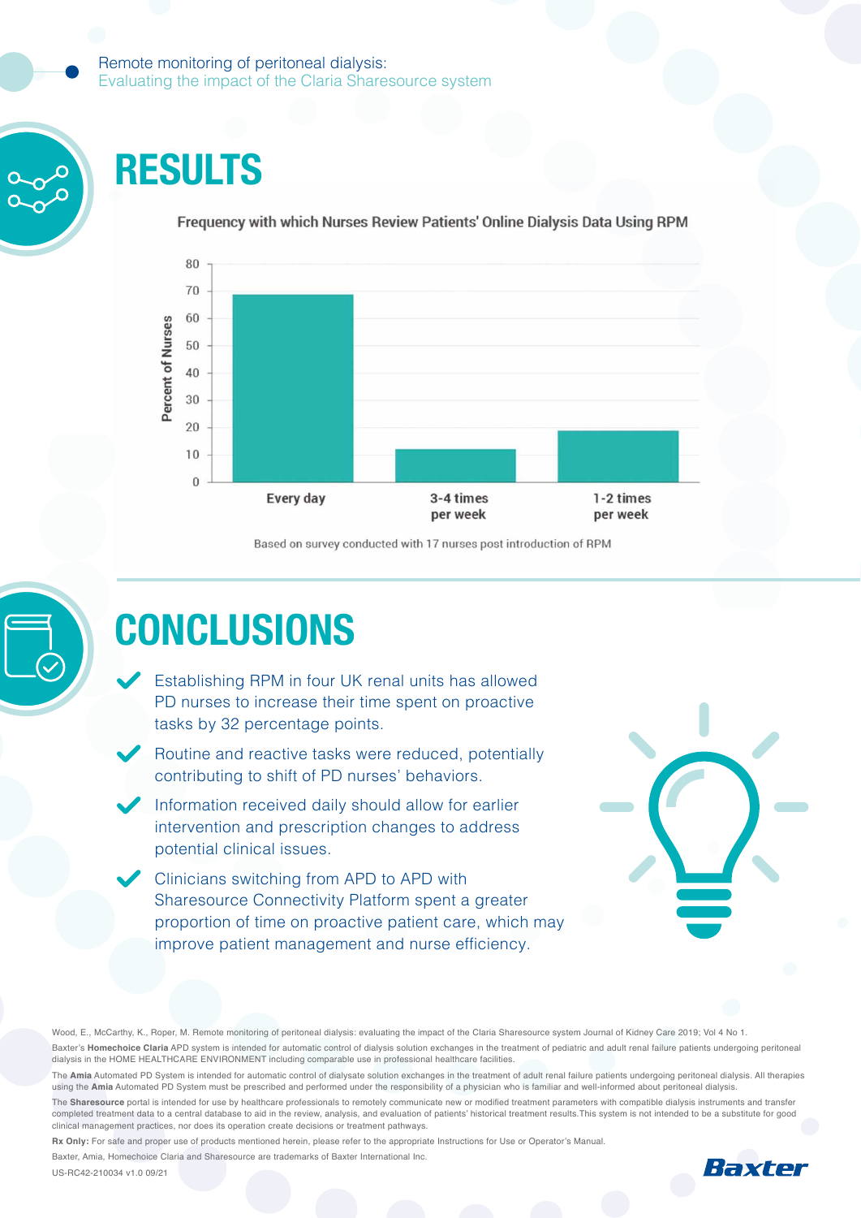Remote monitoring of peritoneal dialysis:
Evaluating the impact of the Claria Sharesource system

# RESULTS

Frequency with which Nurses Review Patients' Online Dialysis Data Using RPM

Percent of Nurses

80
70
60
50
40
30
20
10
0

Every day

3-4 times per week

1-2 times per week

Based on survey conducted with 17 nurses post introduction of RPM

# CONCLUSIONS

- Establishing RPM in four UK renal units has allowed PD nurses to increase their time spent on proactive tasks by 32 percentage points.
- Routine and reactive tasks were reduced, potentially contributing to shift of PD nurses' behaviors.
- Information received daily should allow for earlier intervention and prescription changes to address potential clinical issues.
- Clinicians switching from APD to APD with Sharesource Connectivity Platform spent a greater proportion of time on proactive patient care, which may improve patient management and nurse efficiency.

Wood, E., McCarthy, K., Roper, M. Remote monitoring of peritoneal dialysis: evaluating the impact of the Claria Sharesource system Journal of Kidney Care 2019; Vol 4 No 1.

Baxter's **Homechoice Claria** APD system is intended for automatic control of dialysis solution exchanges in the treatment of pediatric and adult renal failure patients undergoing peritoneal dialysis in the HOME HEALTHCARE ENVIRONMENT including comparable use in professional healthcare facilities.

The **Amia** Automated PD System is intended for automatic control of dialysate solution exchanges in the treatment of adult renal failure patients undergoing peritoneal dialysis. All therapies using the **Amia** Automated PD System must be prescribed and performed under the responsibility of a physician who is familiar and well-informed about peritoneal dialysis.

The **Sharesource** portal is intended for use by healthcare professionals to remotely communicate new or modified treatment parameters with compatible dialysis instruments and transfer completed treatment data to a central database to aid in the review, analysis, and evaluation of patients' historical treatment results.This system is not intended to be a substitute for good clinical management practices, nor does its operation create decisions or treatment pathways.

**Rx Only:** For safe and proper use of products mentioned herein, please refer to the appropriate Instructions for Use or Operator's Manual.

Baxter, Amia, Homechoice Claria and Sharesource are trademarks of Baxter International Inc.

US-RC42-210034 v1.0 09/21

Baxter